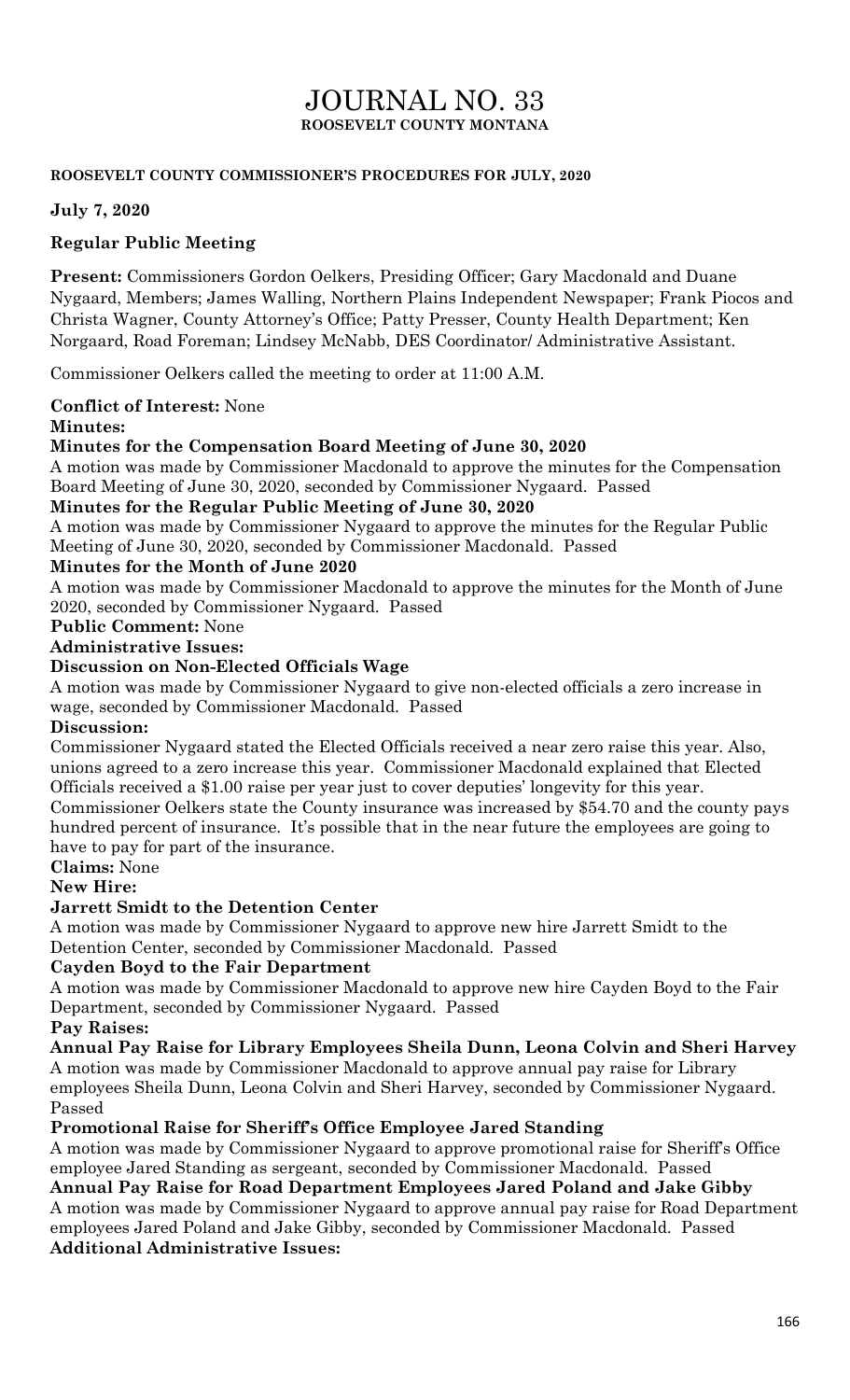# JOURNAL NO. 33

**ROOSEVELT COUNTY MONTANA**

**ROOSEVELT COUNTY COMMISSIONER'S PROCEDURES FOR JULY, 2020**

**July 7, 2020**

**Regular Public Meeting**

**Present:** Commissioners Gordon Oelkers, Presiding Officer; Gary Macdonald and Duane Nygaard, Members; James Walling, Northern Plains Independent Newspaper; Frank Piocos and Christa Wagner, County Attorney's Office; Patty Presser, County Health Department; Ken Norgaard, Road Foreman; Lindsey McNabb, DES Coordinator/ Administrative Assistant.

Commissioner Oelkers called the meeting to order at 11:00 A.M.

**Conflict of Interest:** None

**Minutes:**

**Minutes for the Compensation Board Meeting of June 30, 2020**

A motion was made by Commissioner Macdonald to approve the minutes for the Compensation Board Meeting of June 30, 2020, seconded by Commissioner Nygaard. Passed

**Minutes for the Regular Public Meeting of June 30, 2020**

A motion was made by Commissioner Nygaard to approve the minutes for the Regular Public Meeting of June 30, 2020, seconded by Commissioner Macdonald. Passed

**Minutes for the Month of June 2020**

A motion was made by Commissioner Macdonald to approve the minutes for the Month of June 2020, seconded by Commissioner Nygaard. Passed

**Public Comment:** None

**Administrative Issues:**

**Discussion on Non-Elected Officials Wage**

A motion was made by Commissioner Nygaard to give non-elected officials a zero increase in wage, seconded by Commissioner Macdonald. Passed

**Discussion:**

Commissioner Nygaard stated the Elected Officials received a near zero raise this year. Also, unions agreed to a zero increase this year. Commissioner Macdonald explained that Elected Officials received a $1.00 raise per year just to cover deputies' longevity for this year. Commissioner Oelkers state the County insurance was increased by $54.70 and the county pays hundred percent of insurance. It's possible that in the near future the employees are going to have to pay for part of the insurance.

**Claims:** None

**New Hire:**

**Jarrett Smidt to the Detention Center**

A motion was made by Commissioner Nygaard to approve new hire Jarrett Smidt to the Detention Center, seconded by Commissioner Macdonald. Passed

**Cayden Boyd to the Fair Department**

A motion was made by Commissioner Macdonald to approve new hire Cayden Boyd to the Fair Department, seconded by Commissioner Nygaard. Passed

**Pay Raises:**

**Annual Pay Raise for Library Employees Sheila Dunn, Leona Colvin and Sheri Harvey**

A motion was made by Commissioner Macdonald to approve annual pay raise for Library employees Sheila Dunn, Leona Colvin and Sheri Harvey, seconded by Commissioner Nygaard. Passed

**Promotional Raise for Sheriff's Office Employee Jared Standing**

A motion was made by Commissioner Nygaard to approve promotional raise for Sheriff's Office employee Jared Standing as sergeant, seconded by Commissioner Macdonald. Passed

**Annual Pay Raise for Road Department Employees Jared Poland and Jake Gibby**

A motion was made by Commissioner Nygaard to approve annual pay raise for Road Department employees Jared Poland and Jake Gibby, seconded by Commissioner Macdonald. Passed

**Additional Administrative Issues:**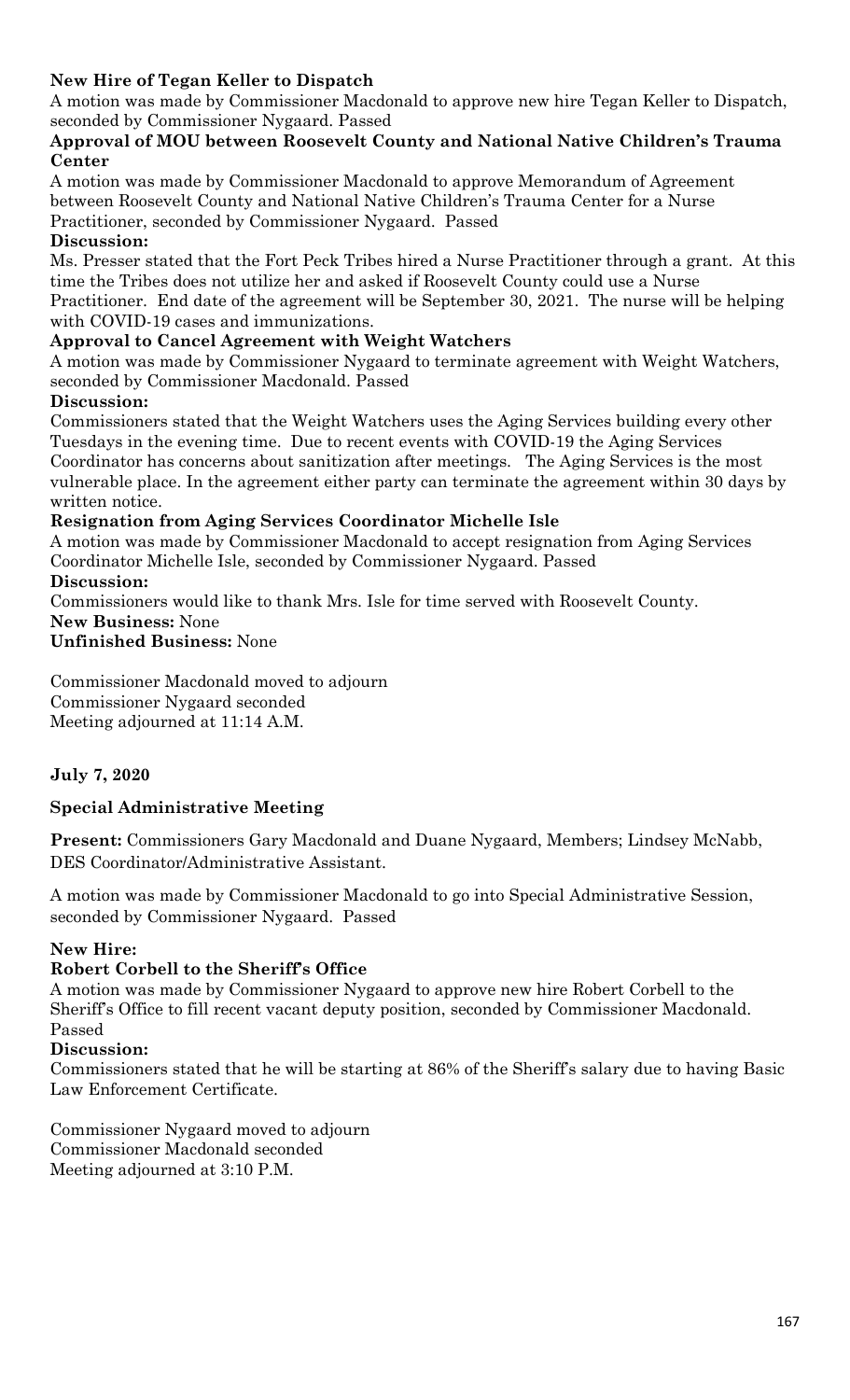**New Hire of Tegan Keller to Dispatch**

A motion was made by Commissioner Macdonald to approve new hire Tegan Keller to Dispatch, seconded by Commissioner Nygaard. Passed

**Approval of MOU between Roosevelt County and National Native Children's Trauma Center**

A motion was made by Commissioner Macdonald to approve Memorandum of Agreement between Roosevelt County and National Native Children's Trauma Center for a Nurse Practitioner, seconded by Commissioner Nygaard. Passed

**Discussion:**

Ms. Presser stated that the Fort Peck Tribes hired a Nurse Practitioner through a grant. At this time the Tribes does not utilize her and asked if Roosevelt County could use a Nurse Practitioner. End date of the agreement will be September 30, 2021. The nurse will be helping with COVID-19 cases and immunizations.

**Approval to Cancel Agreement with Weight Watchers**

A motion was made by Commissioner Nygaard to terminate agreement with Weight Watchers, seconded by Commissioner Macdonald. Passed

**Discussion:**

Commissioners stated that the Weight Watchers uses the Aging Services building every other Tuesdays in the evening time. Due to recent events with COVID-19 the Aging Services Coordinator has concerns about sanitization after meetings. The Aging Services is the most vulnerable place. In the agreement either party can terminate the agreement within 30 days by written notice.

**Resignation from Aging Services Coordinator Michelle Isle**

A motion was made by Commissioner Macdonald to accept resignation from Aging Services Coordinator Michelle Isle, seconded by Commissioner Nygaard. Passed

**Discussion:**

Commissioners would like to thank Mrs. Isle for time served with Roosevelt County.

**New Business:** None

**Unfinished Business:** None

Commissioner Macdonald moved to adjourn
Commissioner Nygaard seconded
Meeting adjourned at 11:14 A.M.

**July 7, 2020**

**Special Administrative Meeting**

**Present:** Commissioners Gary Macdonald and Duane Nygaard, Members; Lindsey McNabb, DES Coordinator/Administrative Assistant.

A motion was made by Commissioner Macdonald to go into Special Administrative Session, seconded by Commissioner Nygaard. Passed

**New Hire:**

**Robert Corbell to the Sheriff's Office**

A motion was made by Commissioner Nygaard to approve new hire Robert Corbell to the Sheriff's Office to fill recent vacant deputy position, seconded by Commissioner Macdonald. Passed

**Discussion:**

Commissioners stated that he will be starting at 86% of the Sheriff's salary due to having Basic Law Enforcement Certificate.

Commissioner Nygaard moved to adjourn
Commissioner Macdonald seconded
Meeting adjourned at 3:10 P.M.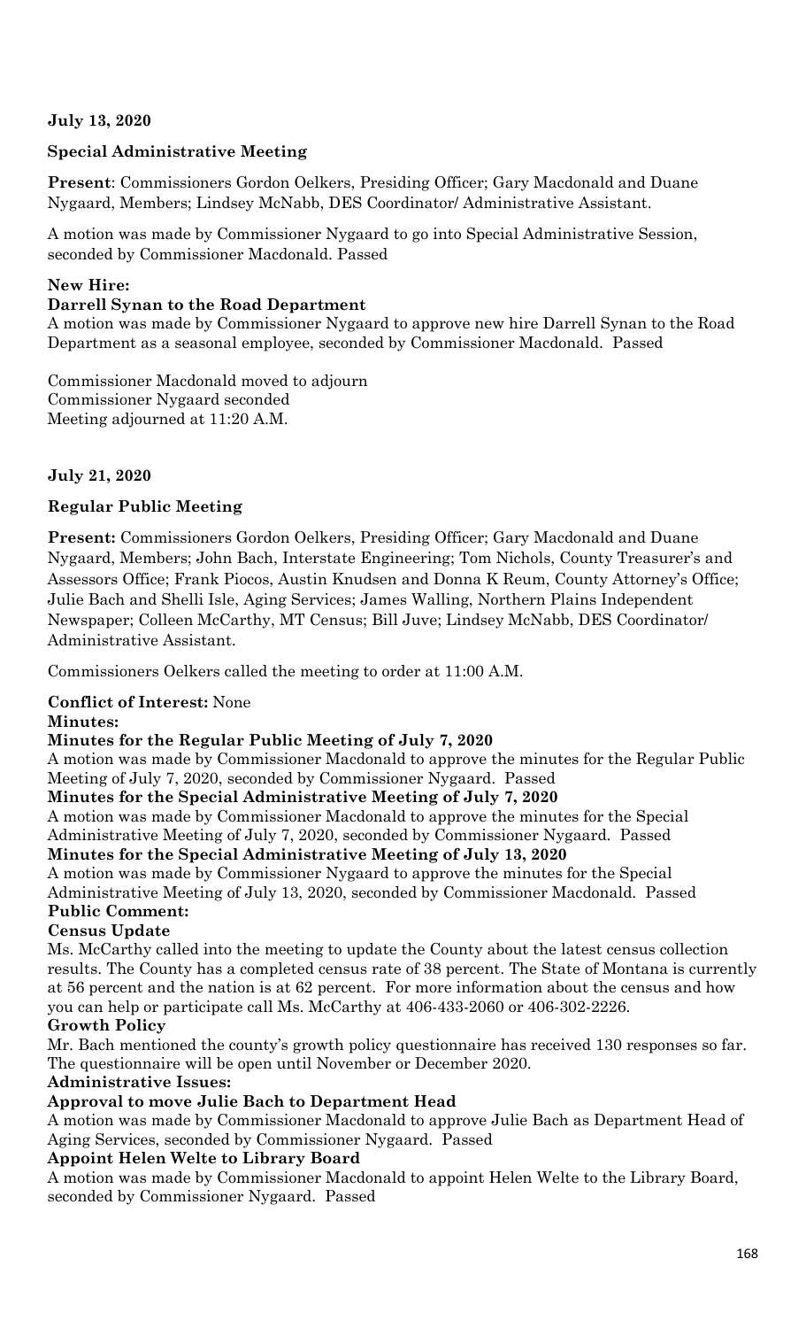**July 13, 2020**

**Special Administrative Meeting**

**Present**: Commissioners Gordon Oelkers, Presiding Officer; Gary Macdonald and Duane Nygaard, Members; Lindsey McNabb, DES Coordinator/ Administrative Assistant.

A motion was made by Commissioner Nygaard to go into Special Administrative Session, seconded by Commissioner Macdonald. Passed

**New Hire:**

**Darrell Synan to the Road Department**

A motion was made by Commissioner Nygaard to approve new hire Darrell Synan to the Road Department as a seasonal employee, seconded by Commissioner Macdonald. Passed

Commissioner Macdonald moved to adjourn
Commissioner Nygaard seconded
Meeting adjourned at 11:20 A.M.

**July 21, 2020**

**Regular Public Meeting**

**Present:** Commissioners Gordon Oelkers, Presiding Officer; Gary Macdonald and Duane Nygaard, Members; John Bach, Interstate Engineering; Tom Nichols, County Treasurer's and Assessors Office; Frank Piocos, Austin Knudsen and Donna K Reum, County Attorney's Office; Julie Bach and Shelli Isle, Aging Services; James Walling, Northern Plains Independent Newspaper; Colleen McCarthy, MT Census; Bill Juve; Lindsey McNabb, DES Coordinator/ Administrative Assistant.

Commissioners Oelkers called the meeting to order at 11:00 A.M.

**Conflict of Interest:** None

**Minutes:**

**Minutes for the Regular Public Meeting of July 7, 2020**

A motion was made by Commissioner Macdonald to approve the minutes for the Regular Public Meeting of July 7, 2020, seconded by Commissioner Nygaard. Passed

**Minutes for the Special Administrative Meeting of July 7, 2020**

A motion was made by Commissioner Macdonald to approve the minutes for the Special Administrative Meeting of July 7, 2020, seconded by Commissioner Nygaard. Passed

**Minutes for the Special Administrative Meeting of July 13, 2020**

A motion was made by Commissioner Nygaard to approve the minutes for the Special Administrative Meeting of July 13, 2020, seconded by Commissioner Macdonald. Passed

**Public Comment:**

**Census Update**

Ms. McCarthy called into the meeting to update the County about the latest census collection results. The County has a completed census rate of 38 percent. The State of Montana is currently at 56 percent and the nation is at 62 percent. For more information about the census and how you can help or participate call Ms. McCarthy at 406-433-2060 or 406-302-2226.

**Growth Policy**

Mr. Bach mentioned the county's growth policy questionnaire has received 130 responses so far. The questionnaire will be open until November or December 2020.

**Administrative Issues:**

**Approval to move Julie Bach to Department Head**

A motion was made by Commissioner Macdonald to approve Julie Bach as Department Head of Aging Services, seconded by Commissioner Nygaard. Passed

**Appoint Helen Welte to Library Board**

A motion was made by Commissioner Macdonald to appoint Helen Welte to the Library Board, seconded by Commissioner Nygaard. Passed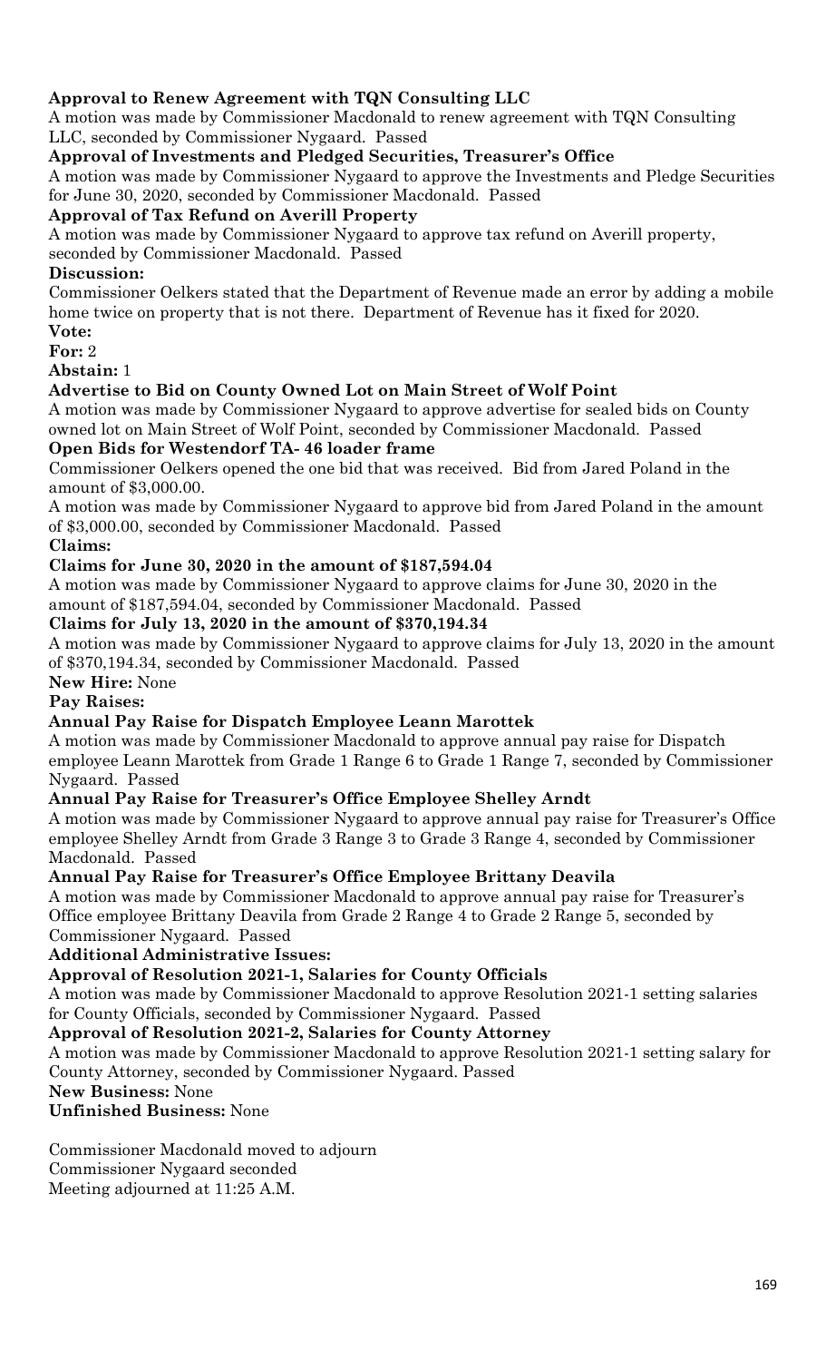**Approval to Renew Agreement with TQN Consulting LLC**

A motion was made by Commissioner Macdonald to renew agreement with TQN Consulting LLC, seconded by Commissioner Nygaard. Passed

**Approval of Investments and Pledged Securities, Treasurer's Office**

A motion was made by Commissioner Nygaard to approve the Investments and Pledge Securities for June 30, 2020, seconded by Commissioner Macdonald. Passed

**Approval of Tax Refund on Averill Property**

A motion was made by Commissioner Nygaard to approve tax refund on Averill property, seconded by Commissioner Macdonald. Passed

**Discussion:**

Commissioner Oelkers stated that the Department of Revenue made an error by adding a mobile home twice on property that is not there. Department of Revenue has it fixed for 2020.

**Vote:**

**For:** 2

**Abstain:** 1

**Advertise to Bid on County Owned Lot on Main Street of Wolf Point**

A motion was made by Commissioner Nygaard to approve advertise for sealed bids on County owned lot on Main Street of Wolf Point, seconded by Commissioner Macdonald. Passed

**Open Bids for Westendorf TA- 46 loader frame**

Commissioner Oelkers opened the one bid that was received. Bid from Jared Poland in the amount of $3,000.00.

A motion was made by Commissioner Nygaard to approve bid from Jared Poland in the amount of $3,000.00, seconded by Commissioner Macdonald. Passed

**Claims:**

**Claims for June 30, 2020 in the amount of $187,594.04**

A motion was made by Commissioner Nygaard to approve claims for June 30, 2020 in the amount of $187,594.04, seconded by Commissioner Macdonald. Passed

**Claims for July 13, 2020 in the amount of $370,194.34**

A motion was made by Commissioner Nygaard to approve claims for July 13, 2020 in the amount of $370,194.34, seconded by Commissioner Macdonald. Passed

**New Hire:** None

**Pay Raises:**

**Annual Pay Raise for Dispatch Employee Leann Marottek**

A motion was made by Commissioner Macdonald to approve annual pay raise for Dispatch employee Leann Marottek from Grade 1 Range 6 to Grade 1 Range 7, seconded by Commissioner Nygaard. Passed

**Annual Pay Raise for Treasurer's Office Employee Shelley Arndt**

A motion was made by Commissioner Nygaard to approve annual pay raise for Treasurer's Office employee Shelley Arndt from Grade 3 Range 3 to Grade 3 Range 4, seconded by Commissioner Macdonald. Passed

**Annual Pay Raise for Treasurer's Office Employee Brittany Deavila**

A motion was made by Commissioner Macdonald to approve annual pay raise for Treasurer's Office employee Brittany Deavila from Grade 2 Range 4 to Grade 2 Range 5, seconded by Commissioner Nygaard. Passed

**Additional Administrative Issues:**

**Approval of Resolution 2021-1, Salaries for County Officials**

A motion was made by Commissioner Macdonald to approve Resolution 2021-1 setting salaries for County Officials, seconded by Commissioner Nygaard. Passed

**Approval of Resolution 2021-2, Salaries for County Attorney**

A motion was made by Commissioner Macdonald to approve Resolution 2021-1 setting salary for County Attorney, seconded by Commissioner Nygaard. Passed

**New Business:** None

**Unfinished Business:** None

Commissioner Macdonald moved to adjourn
Commissioner Nygaard seconded
Meeting adjourned at 11:25 A.M.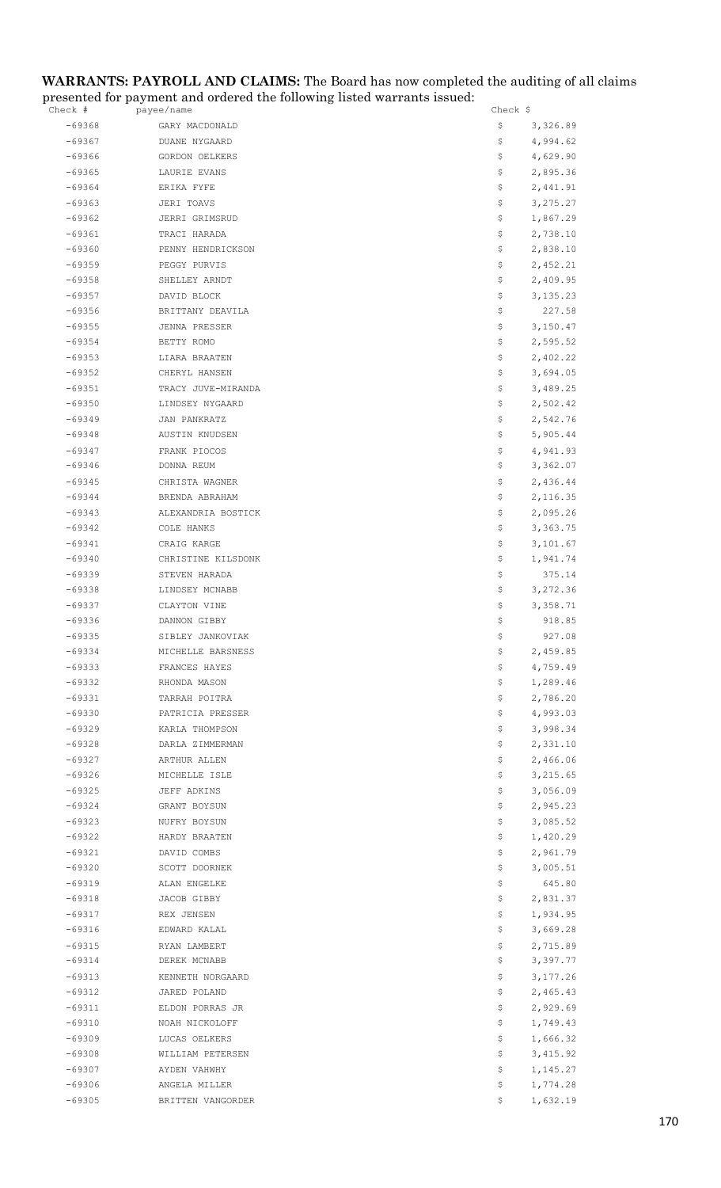**WARRANTS: PAYROLL AND CLAIMS:** The Board has now completed the auditing of all claims presented for payment and ordered the following listed warrants issued:

| Check # | payee/name | Check $ | |
|---|---|---|---|
| -69368 | GARY MACDONALD | $ | 3,326.89 |
| -69367 | DUANE NYGAARD | $ | 4,994.62 |
| -69366 | GORDON OELKERS | $ | 4,629.90 |
| -69365 | LAURIE EVANS | $ | 2,895.36 |
| -69364 | ERIKA FYFE | $ | 2,441.91 |
| -69363 | JERI TOAVS | $ | 3,275.27 |
| -69362 | JERRI GRIMSRUD | $ | 1,867.29 |
| -69361 | TRACI HARADA | $ | 2,738.10 |
| -69360 | PENNY HENDRICKSON | $ | 2,838.10 |
| -69359 | PEGGY PURVIS | $ | 2,452.21 |
| -69358 | SHELLEY ARNDT | $ | 2,409.95 |
| -69357 | DAVID BLOCK | $ | 3,135.23 |
| -69356 | BRITTANY DEAVILA | $ | 227.58 |
| -69355 | JENNA PRESSER | $ | 3,150.47 |
| -69354 | BETTY ROMO | $ | 2,595.52 |
| -69353 | LIARA BRAATEN | $ | 2,402.22 |
| -69352 | CHERYL HANSEN | $ | 3,694.05 |
| -69351 | TRACY JUVE-MIRANDA | $ | 3,489.25 |
| -69350 | LINDSEY NYGAARD | $ | 2,502.42 |
| -69349 | JAN PANKRATZ | $ | 2,542.76 |
| -69348 | AUSTIN KNUDSEN | $ | 5,905.44 |
| -69347 | FRANK PIOCOS | $ | 4,941.93 |
| -69346 | DONNA REUM | $ | 3,362.07 |
| -69345 | CHRISTA WAGNER | $ | 2,436.44 |
| -69344 | BRENDA ABRAHAM | $ | 2,116.35 |
| -69343 | ALEXANDRIA BOSTICK | $ | 2,095.26 |
| -69342 | COLE HANKS | $ | 3,363.75 |
| -69341 | CRAIG KARGE | $ | 3,101.67 |
| -69340 | CHRISTINE KILSDONK | $ | 1,941.74 |
| -69339 | STEVEN HARADA | $ | 375.14 |
| -69338 | LINDSEY MCNABB | $ | 3,272.36 |
| -69337 | CLAYTON VINE | $ | 3,358.71 |
| -69336 | DANNON GIBBY | $ | 918.85 |
| -69335 | SIBLEY JANKOVIAK | $ | 927.08 |
| -69334 | MICHELLE BARSNESS | $ | 2,459.85 |
| -69333 | FRANCES HAYES | $ | 4,759.49 |
| -69332 | RHONDA MASON | $ | 1,289.46 |
| -69331 | TARRAH POITRA | $ | 2,786.20 |
| -69330 | PATRICIA PRESSER | $ | 4,993.03 |
| -69329 | KARLA THOMPSON | $ | 3,998.34 |
| -69328 | DARLA ZIMMERMAN | $ | 2,331.10 |
| -69327 | ARTHUR ALLEN | $ | 2,466.06 |
| -69326 | MICHELLE ISLE | $ | 3,215.65 |
| -69325 | JEFF ADKINS | $ | 3,056.09 |
| -69324 | GRANT BOYSUN | $ | 2,945.23 |
| -69323 | NUFRY BOYSUN | $ | 3,085.52 |
| -69322 | HARDY BRAATEN | $ | 1,420.29 |
| -69321 | DAVID COMBS | $ | 2,961.79 |
| -69320 | SCOTT DOORNEK | $ | 3,005.51 |
| -69319 | ALAN ENGELKE | $ | 645.80 |
| -69318 | JACOB GIBBY | $ | 2,831.37 |
| -69317 | REX JENSEN | $ | 1,934.95 |
| -69316 | EDWARD KALAL | $ | 3,669.28 |
| -69315 | RYAN LAMBERT | $ | 2,715.89 |
| -69314 | DEREK MCNABB | $ | 3,397.77 |
| -69313 | KENNETH NORGAARD | $ | 3,177.26 |
| -69312 | JARED POLAND | $ | 2,465.43 |
| -69311 | ELDON PORRAS JR | $ | 2,929.69 |
| -69310 | NOAH NICKOLOFF | $ | 1,749.43 |
| -69309 | LUCAS OELKERS | $ | 1,666.32 |
| -69308 | WILLIAM PETERSEN | $ | 3,415.92 |
| -69307 | AYDEN VAHWHY | $ | 1,145.27 |
| -69306 | ANGELA MILLER | $ | 1,774.28 |
| -69305 | BRITTEN VANGORDER | $ | 1,632.19 |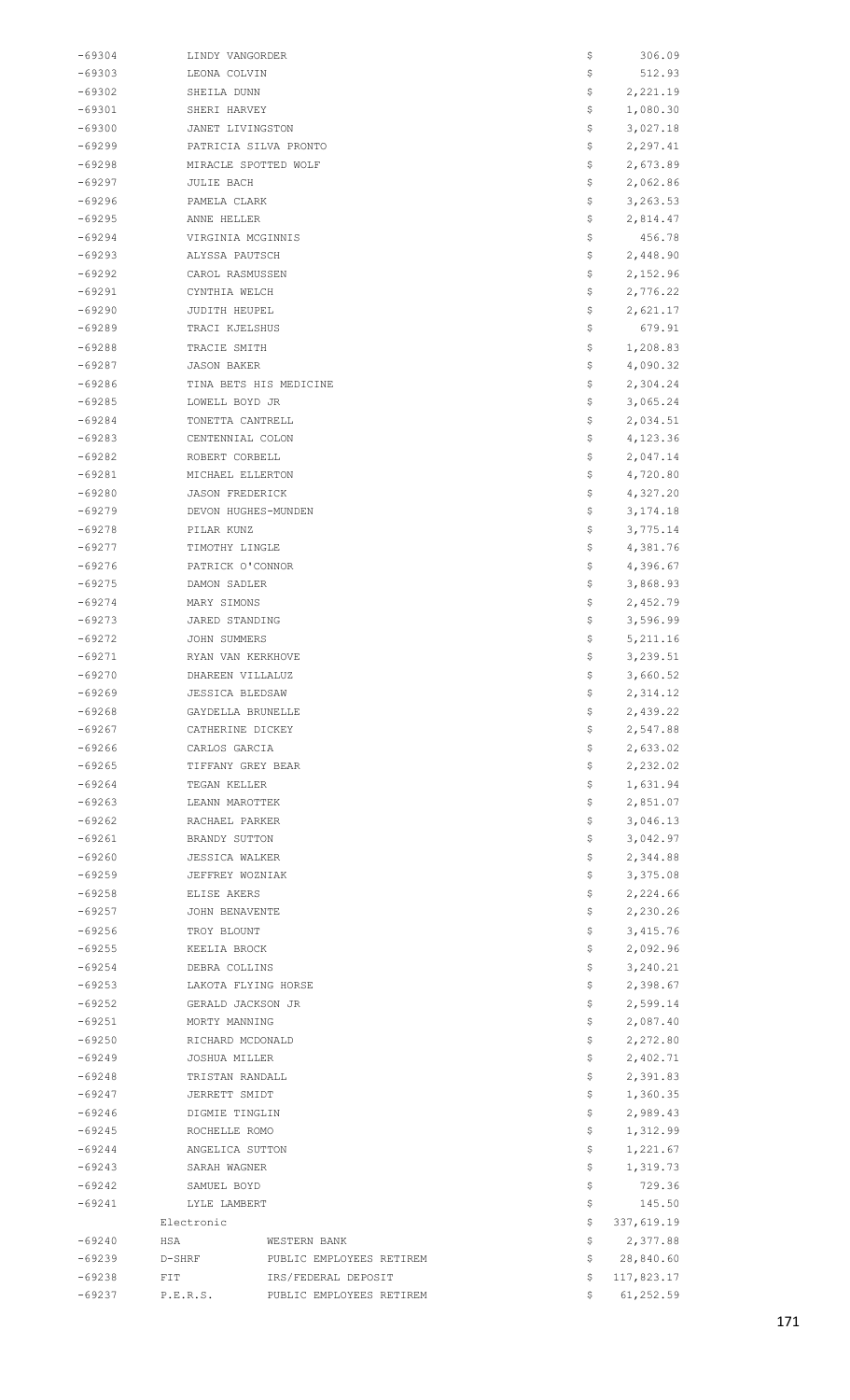| | | | |
|---|---|---|---|
| -69304 | LINDY VANGORDER | | $ 306.09 |
| -69303 | LEONA COLVIN | | $ 512.93 |
| -69302 | SHEILA DUNN | | $ 2,221.19 |
| -69301 | SHERI HARVEY | | $ 1,080.30 |
| -69300 | JANET LIVINGSTON | | $ 3,027.18 |
| -69299 | PATRICIA SILVA PRONTO | | $ 2,297.41 |
| -69298 | MIRACLE SPOTTED WOLF | | $ 2,673.89 |
| -69297 | JULIE BACH | | $ 2,062.86 |
| -69296 | PAMELA CLARK | | $ 3,263.53 |
| -69295 | ANNE HELLER | | $ 2,814.47 |
| -69294 | VIRGINIA MCGINNIS | | $ 456.78 |
| -69293 | ALYSSA PAUTSCH | | $ 2,448.90 |
| -69292 | CAROL RASMUSSEN | | $ 2,152.96 |
| -69291 | CYNTHIA WELCH | | $ 2,776.22 |
| -69290 | JUDITH HEUPEL | | $ 2,621.17 |
| -69289 | TRACI KJELSHUS | | $ 679.91 |
| -69288 | TRACIE SMITH | | $ 1,208.83 |
| -69287 | JASON BAKER | | $ 4,090.32 |
| -69286 | TINA BETS HIS MEDICINE | | $ 2,304.24 |
| -69285 | LOWELL BOYD JR | | $ 3,065.24 |
| -69284 | TONETTA CANTRELL | | $ 2,034.51 |
| -69283 | CENTENNIAL COLON | | $ 4,123.36 |
| -69282 | ROBERT CORBELL | | $ 2,047.14 |
| -69281 | MICHAEL ELLERTON | | $ 4,720.80 |
| -69280 | JASON FREDERICK | | $ 4,327.20 |
| -69279 | DEVON HUGHES-MUNDEN | | $ 3,174.18 |
| -69278 | PILAR KUNZ | | $ 3,775.14 |
| -69277 | TIMOTHY LINGLE | | $ 4,381.76 |
| -69276 | PATRICK O'CONNOR | | $ 4,396.67 |
| -69275 | DAMON SADLER | | $ 3,868.93 |
| -69274 | MARY SIMONS | | $ 2,452.79 |
| -69273 | JARED STANDING | | $ 3,596.99 |
| -69272 | JOHN SUMMERS | | $ 5,211.16 |
| -69271 | RYAN VAN KERKHOVE | | $ 3,239.51 |
| -69270 | DHAREEN VILLALUZ | | $ 3,660.52 |
| -69269 | JESSICA BLEDSAW | | $ 2,314.12 |
| -69268 | GAYDELLA BRUNELLE | | $ 2,439.22 |
| -69267 | CATHERINE DICKEY | | $ 2,547.88 |
| -69266 | CARLOS GARCIA | | $ 2,633.02 |
| -69265 | TIFFANY GREY BEAR | | $ 2,232.02 |
| -69264 | TEGAN KELLER | | $ 1,631.94 |
| -69263 | LEANN MAROTTEK | | $ 2,851.07 |
| -69262 | RACHAEL PARKER | | $ 3,046.13 |
| -69261 | BRANDY SUTTON | | $ 3,042.97 |
| -69260 | JESSICA WALKER | | $ 2,344.88 |
| -69259 | JEFFREY WOZNIAK | | $ 3,375.08 |
| -69258 | ELISE AKERS | | $ 2,224.66 |
| -69257 | JOHN BENAVENTE | | $ 2,230.26 |
| -69256 | TROY BLOUNT | | $ 3,415.76 |
| -69255 | KEELIA BROCK | | $ 2,092.96 |
| -69254 | DEBRA COLLINS | | $ 3,240.21 |
| -69253 | LAKOTA FLYING HORSE | | $ 2,398.67 |
| -69252 | GERALD JACKSON JR | | $ 2,599.14 |
| -69251 | MORTY MANNING | | $ 2,087.40 |
| -69250 | RICHARD MCDONALD | | $ 2,272.80 |
| -69249 | JOSHUA MILLER | | $ 2,402.71 |
| -69248 | TRISTAN RANDALL | | $ 2,391.83 |
| -69247 | JERRETT SMIDT | | $ 1,360.35 |
| -69246 | DIGMIE TINGLIN | | $ 2,989.43 |
| -69245 | ROCHELLE ROMO | | $ 1,312.99 |
| -69244 | ANGELICA SUTTON | | $ 1,221.67 |
| -69243 | SARAH WAGNER | | $ 1,319.73 |
| -69242 | SAMUEL BOYD | | $ 729.36 |
| -69241 | LYLE LAMBERT | | $ 145.50 |
| | Electronic | | $ 337,619.19 |
| -69240 | HSA | WESTERN BANK | $ 2,377.88 |
| -69239 | D-SHRF | PUBLIC EMPLOYEES RETIREM | $ 28,840.60 |
| -69238 | FIT | IRS/FEDERAL DEPOSIT | $ 117,823.17 |
| -69237 | P.E.R.S. | PUBLIC EMPLOYEES RETIREM | $ 61,252.59 |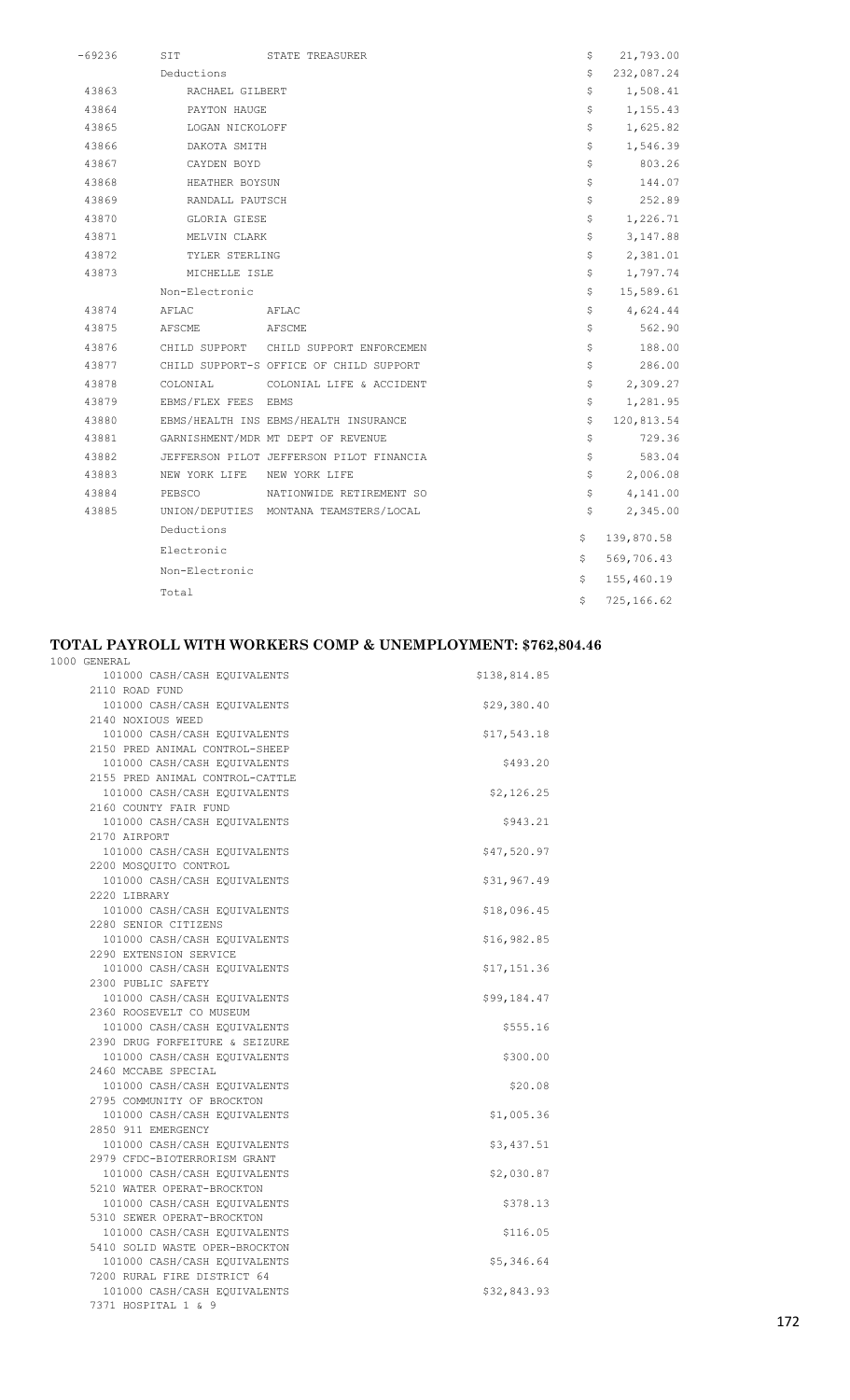| | | | | |
|---|---|---|---|---|
| -69236 | SIT | STATE TREASURER | $ | 21,793.00 |
| | Deductions | | $ | 232,087.24 |
| 43863 | RACHAEL GILBERT | | $ | 1,508.41 |
| 43864 | PAYTON HAUGE | | $ | 1,155.43 |
| 43865 | LOGAN NICKOLOFF | | $ | 1,625.82 |
| 43866 | DAKOTA SMITH | | $ | 1,546.39 |
| 43867 | CAYDEN BOYD | | $ | 803.26 |
| 43868 | HEATHER BOYSUN | | $ | 144.07 |
| 43869 | RANDALL PAUTSCH | | $ | 252.89 |
| 43870 | GLORIA GIESE | | $ | 1,226.71 |
| 43871 | MELVIN CLARK | | $ | 3,147.88 |
| 43872 | TYLER STERLING | | $ | 2,381.01 |
| 43873 | MICHELLE ISLE | | $ | 1,797.74 |
| | Non-Electronic | | $ | 15,589.61 |
| 43874 | AFLAC | AFLAC | $ | 4,624.44 |
| 43875 | AFSCME | AFSCME | $ | 562.90 |
| 43876 | CHILD SUPPORT | CHILD SUPPORT ENFORCEMEN | $ | 188.00 |
| 43877 | CHILD SUPPORT-S | OFFICE OF CHILD SUPPORT | $ | 286.00 |
| 43878 | COLONIAL | COLONIAL LIFE & ACCIDENT | $ | 2,309.27 |
| 43879 | EBMS/FLEX FEES | EBMS | $ | 1,281.95 |
| 43880 | EBMS/HEALTH INS | EBMS/HEALTH INSURANCE | $ | 120,813.54 |
| 43881 | GARNISHMENT/MDR | MT DEPT OF REVENUE | $ | 729.36 |
| 43882 | JEFFERSON PILOT | JEFFERSON PILOT FINANCIA | $ | 583.04 |
| 43883 | NEW YORK LIFE | NEW YORK LIFE | $ | 2,006.08 |
| 43884 | PEBSCO | NATIONWIDE RETIREMENT SO | $ | 4,141.00 |
| 43885 | UNION/DEPUTIES | MONTANA TEAMSTERS/LOCAL | $ | 2,345.00 |
| | Deductions | | $ | 139,870.58 |
| | Electronic | | $ | 569,706.43 |
| | Non-Electronic | | $ | 155,460.19 |
| | Total | | $ | 725,166.62 |

## TOTAL PAYROLL WITH WORKERS COMP & UNEMPLOYMENT: $762,804.46

| Fund / Account | Amount |
|---|---|
| 1000 GENERAL | |
| 101000 CASH/CASH EQUIVALENTS | $138,814.85 |
| 2110 ROAD FUND | |
| 101000 CASH/CASH EQUIVALENTS | $29,380.40 |
| 2140 NOXIOUS WEED | |
| 101000 CASH/CASH EQUIVALENTS | $17,543.18 |
| 2150 PRED ANIMAL CONTROL-SHEEP | |
| 101000 CASH/CASH EQUIVALENTS | $493.20 |
| 2155 PRED ANIMAL CONTROL-CATTLE | |
| 101000 CASH/CASH EQUIVALENTS | $2,126.25 |
| 2160 COUNTY FAIR FUND | |
| 101000 CASH/CASH EQUIVALENTS | $943.21 |
| 2170 AIRPORT | |
| 101000 CASH/CASH EQUIVALENTS | $47,520.97 |
| 2200 MOSQUITO CONTROL | |
| 101000 CASH/CASH EQUIVALENTS | $31,967.49 |
| 2220 LIBRARY | |
| 101000 CASH/CASH EQUIVALENTS | $18,096.45 |
| 2280 SENIOR CITIZENS | |
| 101000 CASH/CASH EQUIVALENTS | $16,982.85 |
| 2290 EXTENSION SERVICE | |
| 101000 CASH/CASH EQUIVALENTS | $17,151.36 |
| 2300 PUBLIC SAFETY | |
| 101000 CASH/CASH EQUIVALENTS | $99,184.47 |
| 2360 ROOSEVELT CO MUSEUM | |
| 101000 CASH/CASH EQUIVALENTS | $555.16 |
| 2390 DRUG FORFEITURE & SEIZURE | |
| 101000 CASH/CASH EQUIVALENTS | $300.00 |
| 2460 MCCABE SPECIAL | |
| 101000 CASH/CASH EQUIVALENTS | $20.08 |
| 2795 COMMUNITY OF BROCKTON | |
| 101000 CASH/CASH EQUIVALENTS | $1,005.36 |
| 2850 911 EMERGENCY | |
| 101000 CASH/CASH EQUIVALENTS | $3,437.51 |
| 2979 CFDC-BIOTERRORISM GRANT | |
| 101000 CASH/CASH EQUIVALENTS | $2,030.87 |
| 5210 WATER OPERAT-BROCKTON | |
| 101000 CASH/CASH EQUIVALENTS | $378.13 |
| 5310 SEWER OPERAT-BROCKTON | |
| 101000 CASH/CASH EQUIVALENTS | $116.05 |
| 5410 SOLID WASTE OPER-BROCKTON | |
| 101000 CASH/CASH EQUIVALENTS | $5,346.64 |
| 7200 RURAL FIRE DISTRICT 64 | |
| 101000 CASH/CASH EQUIVALENTS | $32,843.93 |
| 7371 HOSPITAL 1 & 9 | |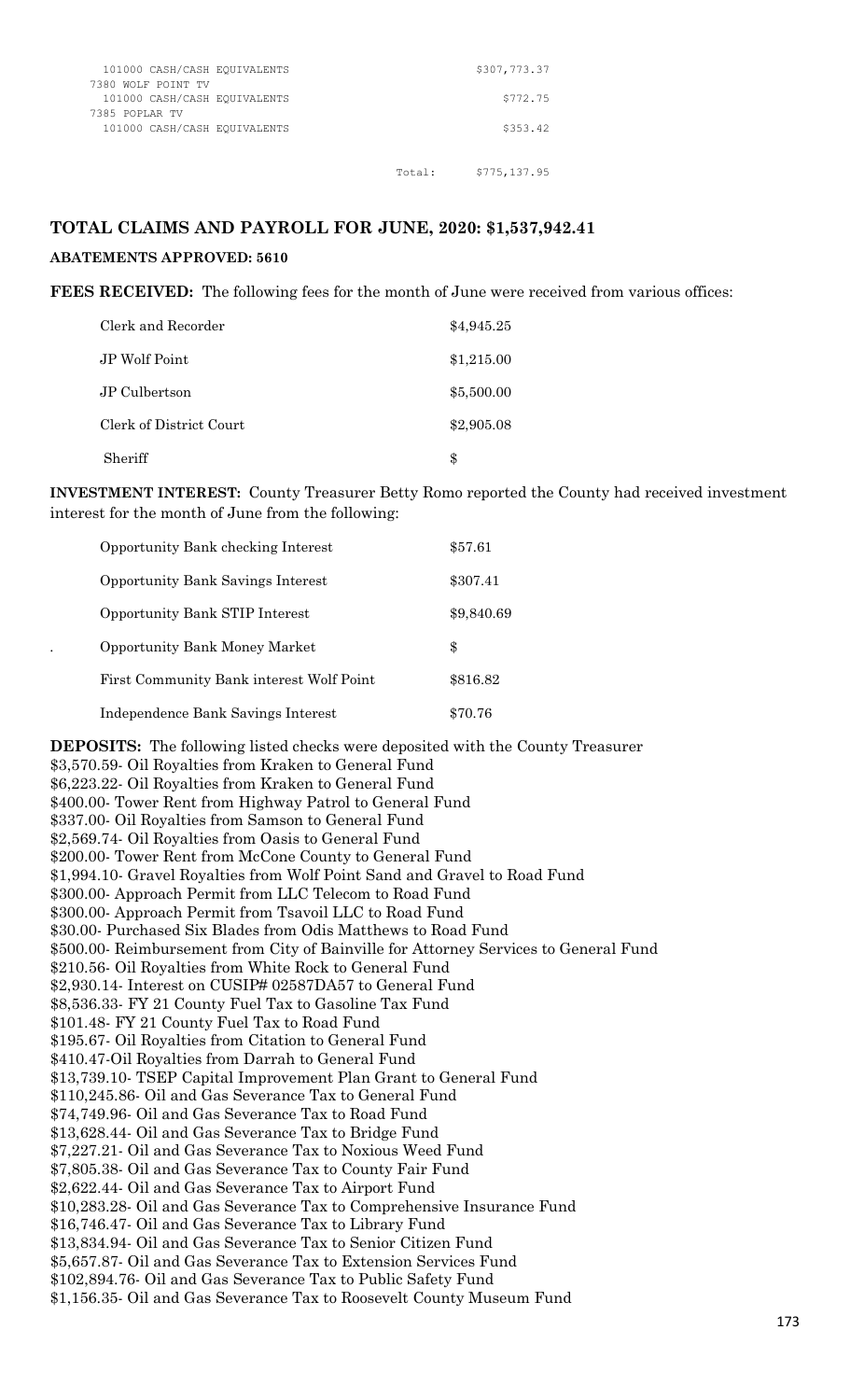| | | |
|---|---|---|
| 101000 CASH/CASH EQUIVALENTS | | $307,773.37 |
| 7380 WOLF POINT TV | | |
| 101000 CASH/CASH EQUIVALENTS | | $772.75 |
| 7385 POPLAR TV | | |
| 101000 CASH/CASH EQUIVALENTS | | $353.42 |
| | Total: | $775,137.95 |

## TOTAL CLAIMS AND PAYROLL FOR JUNE, 2020: $1,537,942.41

### ABATEMENTS APPROVED: 5610

**FEES RECEIVED:** The following fees for the month of June were received from various offices:

| | |
|---|---|
| Clerk and Recorder | $4,945.25 |
| JP Wolf Point | $1,215.00 |
| JP Culbertson | $5,500.00 |
| Clerk of District Court | $2,905.08 |
| Sheriff | $ |

**INVESTMENT INTEREST:** County Treasurer Betty Romo reported the County had received investment interest for the month of June from the following:

| | |
|---|---|
| Opportunity Bank checking Interest | $57.61 |
| Opportunity Bank Savings Interest | $307.41 |
| Opportunity Bank STIP Interest | $9,840.69 |
| Opportunity Bank Money Market | $ |
| First Community Bank interest Wolf Point | $816.82 |
| Independence Bank Savings Interest | $70.76 |

**DEPOSITS:** The following listed checks were deposited with the County Treasurer
$3,570.59- Oil Royalties from Kraken to General Fund
$6,223.22- Oil Royalties from Kraken to General Fund
$400.00- Tower Rent from Highway Patrol to General Fund
$337.00- Oil Royalties from Samson to General Fund
$2,569.74- Oil Royalties from Oasis to General Fund
$200.00- Tower Rent from McCone County to General Fund
$1,994.10- Gravel Royalties from Wolf Point Sand and Gravel to Road Fund
$300.00- Approach Permit from LLC Telecom to Road Fund
$300.00- Approach Permit from Tsavoil LLC to Road Fund
$30.00- Purchased Six Blades from Odis Matthews to Road Fund
$500.00- Reimbursement from City of Bainville for Attorney Services to General Fund
$210.56- Oil Royalties from White Rock to General Fund
$2,930.14- Interest on CUSIP# 02587DA57 to General Fund
$8,536.33- FY 21 County Fuel Tax to Gasoline Tax Fund
$101.48- FY 21 County Fuel Tax to Road Fund
$195.67- Oil Royalties from Citation to General Fund
$410.47-Oil Royalties from Darrah to General Fund
$13,739.10- TSEP Capital Improvement Plan Grant to General Fund
$110,245.86- Oil and Gas Severance Tax to General Fund
$74,749.96- Oil and Gas Severance Tax to Road Fund
$13,628.44- Oil and Gas Severance Tax to Bridge Fund
$7,227.21- Oil and Gas Severance Tax to Noxious Weed Fund
$7,805.38- Oil and Gas Severance Tax to County Fair Fund
$2,622.44- Oil and Gas Severance Tax to Airport Fund
$10,283.28- Oil and Gas Severance Tax to Comprehensive Insurance Fund
$16,746.47- Oil and Gas Severance Tax to Library Fund
$13,834.94- Oil and Gas Severance Tax to Senior Citizen Fund
$5,657.87- Oil and Gas Severance Tax to Extension Services Fund
$102,894.76- Oil and Gas Severance Tax to Public Safety Fund
$1,156.35- Oil and Gas Severance Tax to Roosevelt County Museum Fund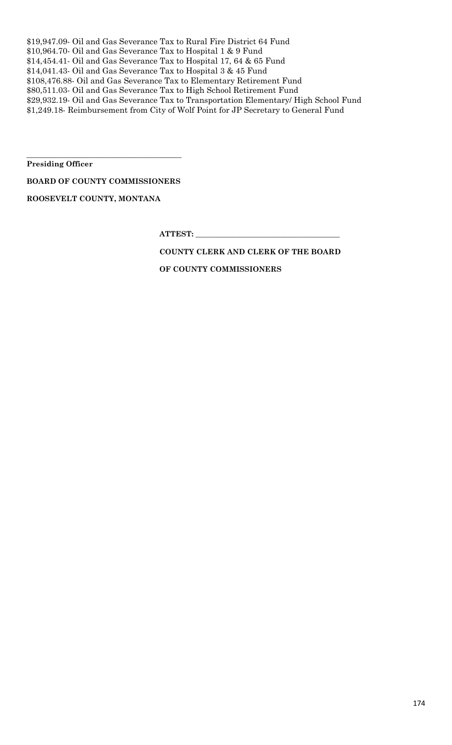$19,947.09- Oil and Gas Severance Tax to Rural Fire District 64 Fund
$10,964.70- Oil and Gas Severance Tax to Hospital 1 & 9 Fund
$14,454.41- Oil and Gas Severance Tax to Hospital 17, 64 & 65 Fund
$14,041.43- Oil and Gas Severance Tax to Hospital 3 & 45 Fund
$108,476.88- Oil and Gas Severance Tax to Elementary Retirement Fund
$80,511.03- Oil and Gas Severance Tax to High School Retirement Fund
$29,932.19- Oil and Gas Severance Tax to Transportation Elementary/ High School Fund
$1,249.18- Reimbursement from City of Wolf Point for JP Secretary to General Fund

\_\_\_\_\_\_\_\_\_\_\_\_\_\_\_\_\_\_\_\_\_\_\_\_\_\_\_\_\_\_\_\_\_\_\_\_\_\_

**Presiding Officer**

**BOARD OF COUNTY COMMISSIONERS**

**ROOSEVELT COUNTY, MONTANA**

**ATTEST:** \_\_\_\_\_\_\_\_\_\_\_\_\_\_\_\_\_\_\_\_\_\_\_\_\_\_\_\_\_\_\_\_\_\_\_\_

**COUNTY CLERK AND CLERK OF THE BOARD**

**OF COUNTY COMMISSIONERS**